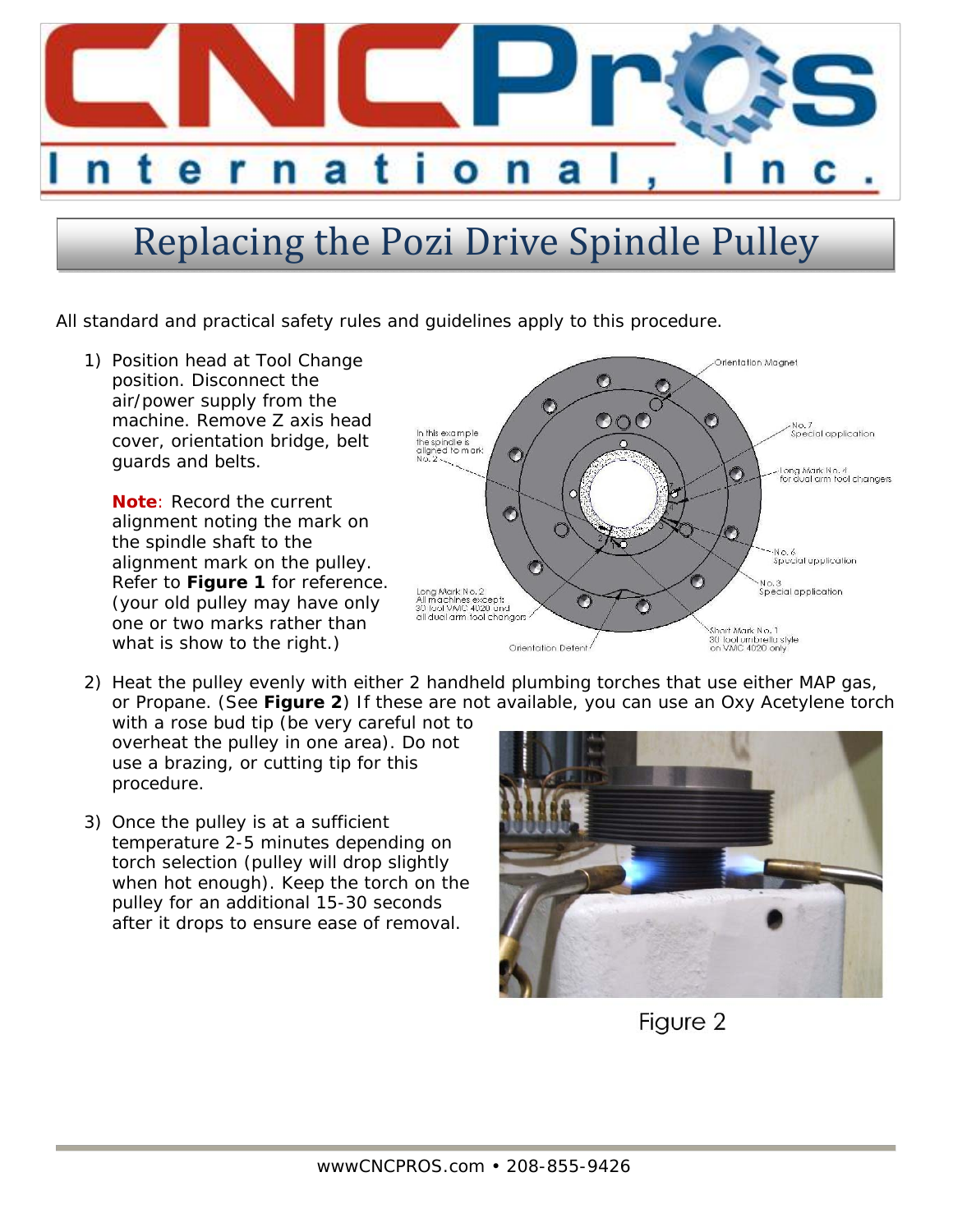# Replacing the Pozi Drive Spindle Pulley

All standard and practical safety rules and guidelines apply to this procedure.

1) Position head at Tool Change position. Disconnect the air/power supply from the machine. Remove Z axis head cover, orientation bridge, belt guards and belts.

   **Note**: Record the current alignment noting the mark on the spindle shaft to the alignment mark on the pulley. Refer to **Figure 1** for reference. (your old pulley may have only one or two marks rather than what is show to the right.)

2) Heat the pulley evenly with either 2 handheld plumbing torches that use either MAP gas, or Propane. (See **Figure 2**) If these are not available, you can use an Oxy Acetylene torch with a rose bud tip (be very careful not to overheat the pulley in one area). Do not use a brazing, or cutting tip for this procedure.

3) Once the pulley is at a sufficient temperature 2-5 minutes depending on torch selection (pulley will drop slightly when hot enough). Keep the torch on the pulley for an additional 15-30 seconds after it drops to ensure ease of removal.

Figure 2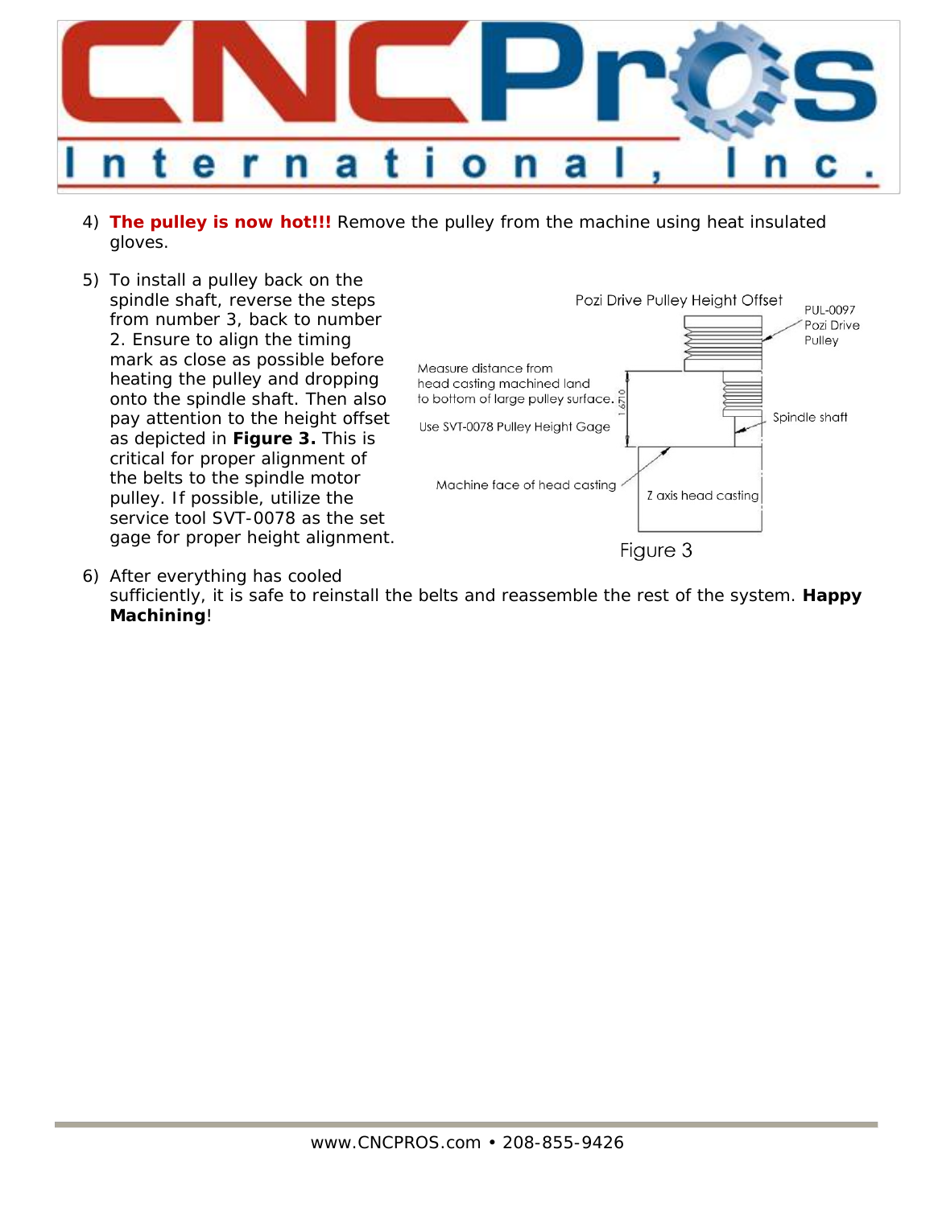4) **The pulley is now hot!!!** Remove the pulley from the machine using heat insulated gloves.

5) To install a pulley back on the spindle shaft, reverse the steps from number 3, back to number 2. Ensure to align the timing mark as close as possible before heating the pulley and dropping onto the spindle shaft. Then also pay attention to the height offset as depicted in **Figure 3.** This is critical for proper alignment of the belts to the spindle motor pulley. If possible, utilize the service tool SVT-0078 as the set gage for proper height alignment.

Pozi Drive Pulley Height Offset

PUL-0097 Pozi Drive Pulley

Measure distance from head casting machined land to bottom of large pulley surface.

1.6710

Use SVT-0078 Pulley Height Gage

Spindle shaft

Machine face of head casting

Z axis head casting

Figure 3

6) After everything has cooled sufficiently, it is safe to reinstall the belts and reassemble the rest of the system. **Happy Machining**!